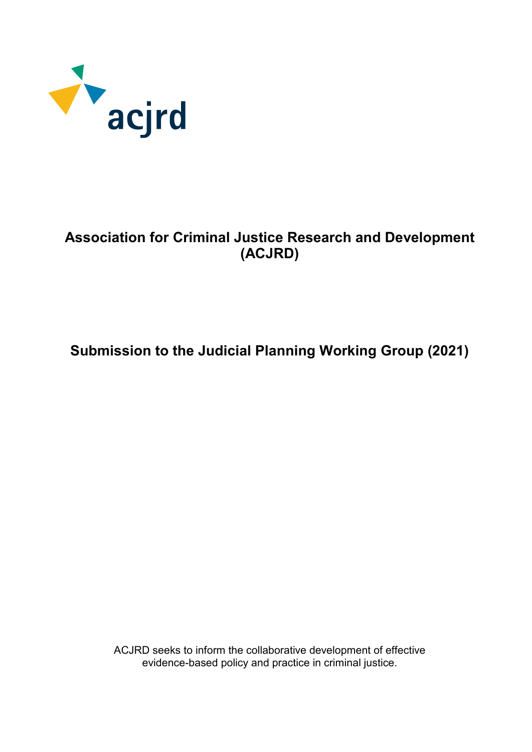acjrd

# Association for Criminal Justice Research and Development (ACJRD)

## Submission to the Judicial Planning Working Group (2021)

ACJRD seeks to inform the collaborative development of effective evidence-based policy and practice in criminal justice.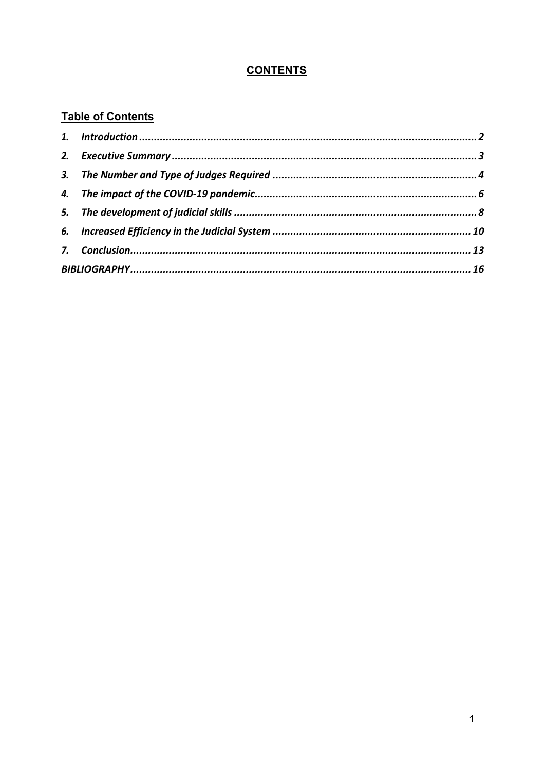# CONTENTS

## Table of Contents

1. *Introduction* ................................................................................................. 2
2. *Executive Summary* .......................................................................................... 3
3. *The Number and Type of Judges Required* .................................................................. 4
4. *The impact of the COVID-19 pandemic* ...................................................................... 6
5. *The development of judicial skills* ......................................................................... 8
6. *Increased Efficiency in the Judicial System* ............................................................... 10
7. *Conclusion* .................................................................................................. 13

*BIBLIOGRAPHY* ................................................................................................... 16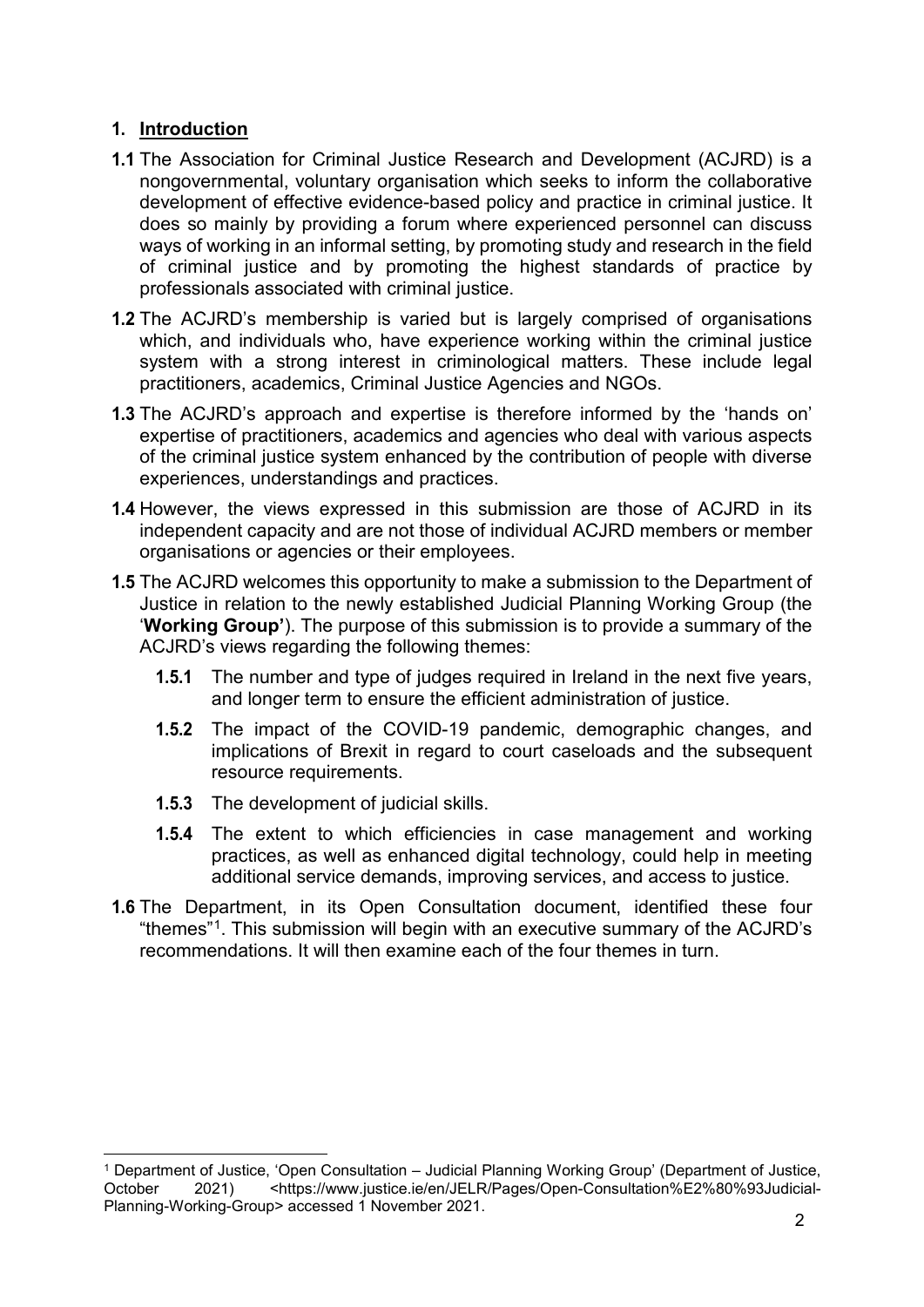## 1. Introduction

**1.1** The Association for Criminal Justice Research and Development (ACJRD) is a nongovernmental, voluntary organisation which seeks to inform the collaborative development of effective evidence-based policy and practice in criminal justice. It does so mainly by providing a forum where experienced personnel can discuss ways of working in an informal setting, by promoting study and research in the field of criminal justice and by promoting the highest standards of practice by professionals associated with criminal justice.

**1.2** The ACJRD's membership is varied but is largely comprised of organisations which, and individuals who, have experience working within the criminal justice system with a strong interest in criminological matters. These include legal practitioners, academics, Criminal Justice Agencies and NGOs.

**1.3** The ACJRD's approach and expertise is therefore informed by the 'hands on' expertise of practitioners, academics and agencies who deal with various aspects of the criminal justice system enhanced by the contribution of people with diverse experiences, understandings and practices.

**1.4** However, the views expressed in this submission are those of ACJRD in its independent capacity and are not those of individual ACJRD members or member organisations or agencies or their employees.

**1.5** The ACJRD welcomes this opportunity to make a submission to the Department of Justice in relation to the newly established Judicial Planning Working Group (the '**Working Group'**). The purpose of this submission is to provide a summary of the ACJRD's views regarding the following themes:

- **1.5.1** The number and type of judges required in Ireland in the next five years, and longer term to ensure the efficient administration of justice.
- **1.5.2** The impact of the COVID-19 pandemic, demographic changes, and implications of Brexit in regard to court caseloads and the subsequent resource requirements.
- **1.5.3** The development of judicial skills.
- **1.5.4** The extent to which efficiencies in case management and working practices, as well as enhanced digital technology, could help in meeting additional service demands, improving services, and access to justice.

**1.6** The Department, in its Open Consultation document, identified these four "themes"[1]. This submission will begin with an executive summary of the ACJRD's recommendations. It will then examine each of the four themes in turn.

---

[1] Department of Justice, 'Open Consultation – Judicial Planning Working Group' (Department of Justice, October 2021) <https://www.justice.ie/en/JELR/Pages/Open-Consultation%E2%80%93Judicial-Planning-Working-Group> accessed 1 November 2021.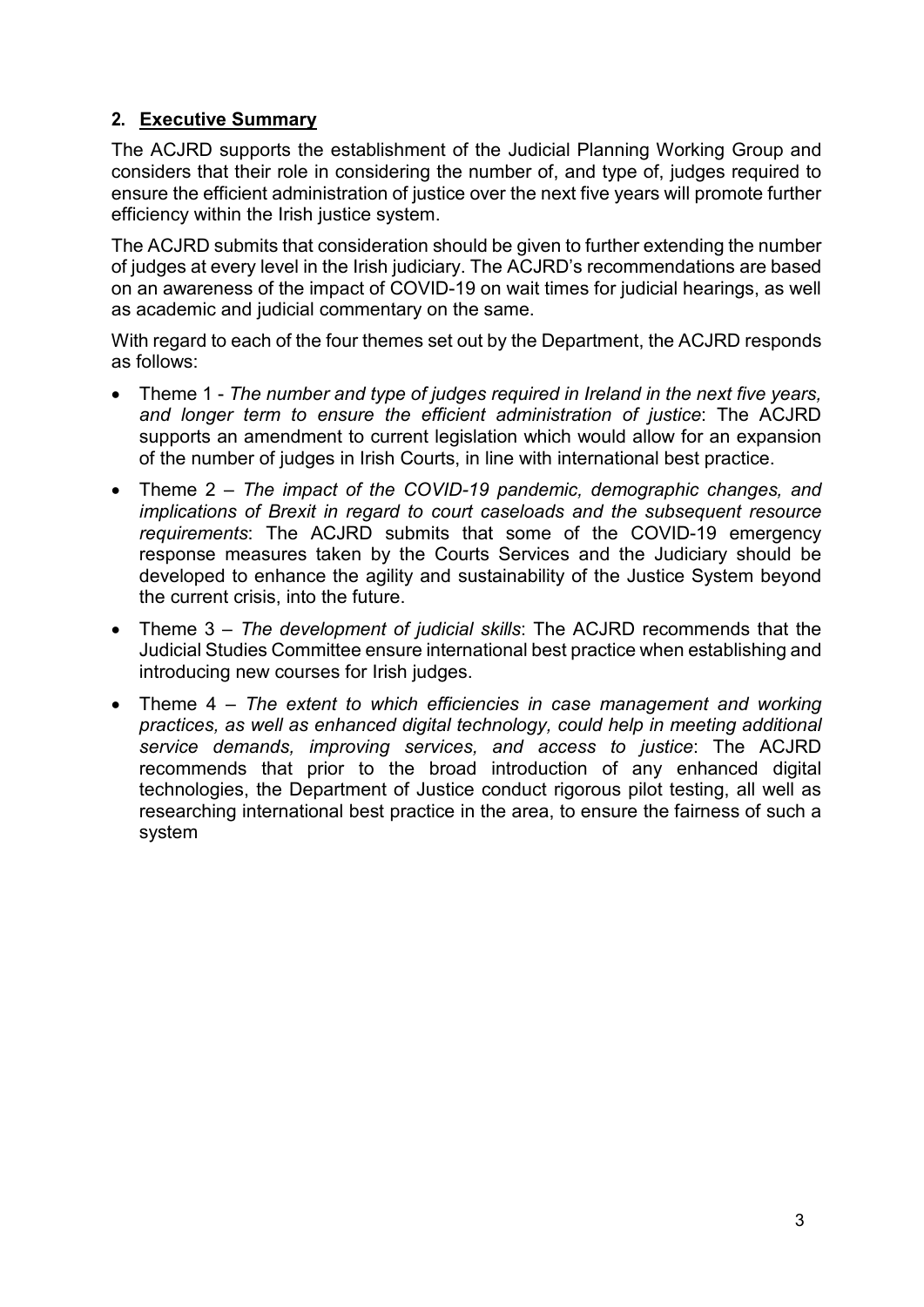## 2. Executive Summary

The ACJRD supports the establishment of the Judicial Planning Working Group and considers that their role in considering the number of, and type of, judges required to ensure the efficient administration of justice over the next five years will promote further efficiency within the Irish justice system.

The ACJRD submits that consideration should be given to further extending the number of judges at every level in the Irish judiciary. The ACJRD's recommendations are based on an awareness of the impact of COVID-19 on wait times for judicial hearings, as well as academic and judicial commentary on the same.

With regard to each of the four themes set out by the Department, the ACJRD responds as follows:

- Theme 1 - *The number and type of judges required in Ireland in the next five years, and longer term to ensure the efficient administration of justice*: The ACJRD supports an amendment to current legislation which would allow for an expansion of the number of judges in Irish Courts, in line with international best practice.
- Theme 2 – *The impact of the COVID-19 pandemic, demographic changes, and implications of Brexit in regard to court caseloads and the subsequent resource requirements*: The ACJRD submits that some of the COVID-19 emergency response measures taken by the Courts Services and the Judiciary should be developed to enhance the agility and sustainability of the Justice System beyond the current crisis, into the future.
- Theme 3 – *The development of judicial skills*: The ACJRD recommends that the Judicial Studies Committee ensure international best practice when establishing and introducing new courses for Irish judges.
- Theme 4 – *The extent to which efficiencies in case management and working practices, as well as enhanced digital technology, could help in meeting additional service demands, improving services, and access to justice*: The ACJRD recommends that prior to the broad introduction of any enhanced digital technologies, the Department of Justice conduct rigorous pilot testing, all well as researching international best practice in the area, to ensure the fairness of such a system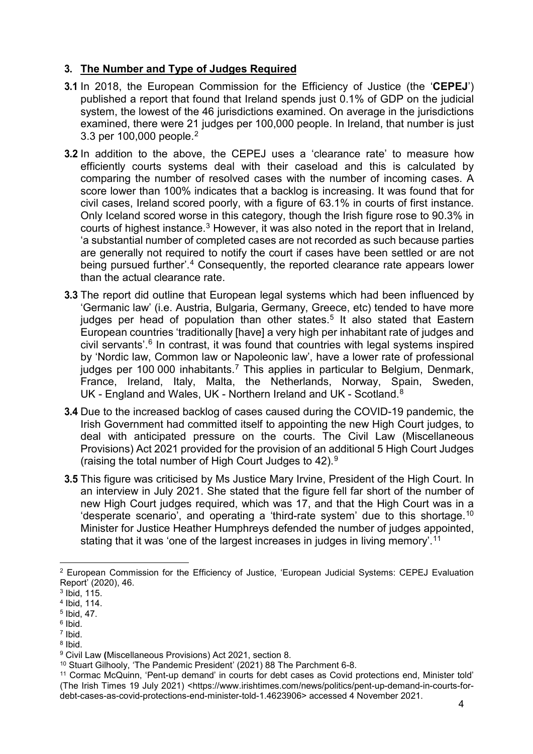## 3. Number and Type of Judges Required

**3.1** In 2018, the European Commission for the Efficiency of Justice (the '**CEPEJ**') published a report that found that Ireland spends just 0.1% of GDP on the judicial system, the lowest of the 46 jurisdictions examined. On average in the jurisdictions examined, there were 21 judges per 100,000 people. In Ireland, that number is just 3.3 per 100,000 people.[2]

**3.2** In addition to the above, the CEPEJ uses a 'clearance rate' to measure how efficiently courts systems deal with their caseload and this is calculated by comparing the number of resolved cases with the number of incoming cases. A score lower than 100% indicates that a backlog is increasing. It was found that for civil cases, Ireland scored poorly, with a figure of 63.1% in courts of first instance. Only Iceland scored worse in this category, though the Irish figure rose to 90.3% in courts of highest instance.[3] However, it was also noted in the report that in Ireland, 'a substantial number of completed cases are not recorded as such because parties are generally not required to notify the court if cases have been settled or are not being pursued further'.[4] Consequently, the reported clearance rate appears lower than the actual clearance rate.

**3.3** The report did outline that European legal systems which had been influenced by 'Germanic law' (i.e. Austria, Bulgaria, Germany, Greece, etc) tended to have more judges per head of population than other states.[5] It also stated that Eastern European countries 'traditionally [have] a very high per inhabitant rate of judges and civil servants'.[6] In contrast, it was found that countries with legal systems inspired by 'Nordic law, Common law or Napoleonic law', have a lower rate of professional judges per 100 000 inhabitants.[7] This applies in particular to Belgium, Denmark, France, Ireland, Italy, Malta, the Netherlands, Norway, Spain, Sweden, UK - England and Wales, UK - Northern Ireland and UK - Scotland.[8]

**3.4** Due to the increased backlog of cases caused during the COVID-19 pandemic, the Irish Government had committed itself to appointing the new High Court judges, to deal with anticipated pressure on the courts. The Civil Law (Miscellaneous Provisions) Act 2021 provided for the provision of an additional 5 High Court Judges (raising the total number of High Court Judges to 42).[9]

**3.5** This figure was criticised by Ms Justice Mary Irvine, President of the High Court. In an interview in July 2021. She stated that the figure fell far short of the number of new High Court judges required, which was 17, and that the High Court was in a 'desperate scenario', and operating a 'third-rate system' due to this shortage.[10] Minister for Justice Heather Humphreys defended the number of judges appointed, stating that it was 'one of the largest increases in judges in living memory'.[11]

---

[2] European Commission for the Efficiency of Justice, 'European Judicial Systems: CEPEJ Evaluation Report' (2020), 46.

[3] Ibid, 115.

[4] Ibid, 114.

[5] Ibid, 47.

[6] Ibid.

[7] Ibid.

[8] Ibid.

[9] Civil Law (Miscellaneous Provisions) Act 2021, section 8.

[10] Stuart Gilhooly, 'The Pandemic President' (2021) 88 The Parchment 6-8.

[11] Cormac McQuinn, 'Pent-up demand' in courts for debt cases as Covid protections end, Minister told' (The Irish Times 19 July 2021) <https://www.irishtimes.com/news/politics/pent-up-demand-in-courts-for-debt-cases-as-covid-protections-end-minister-told-1.4623906> accessed 4 November 2021.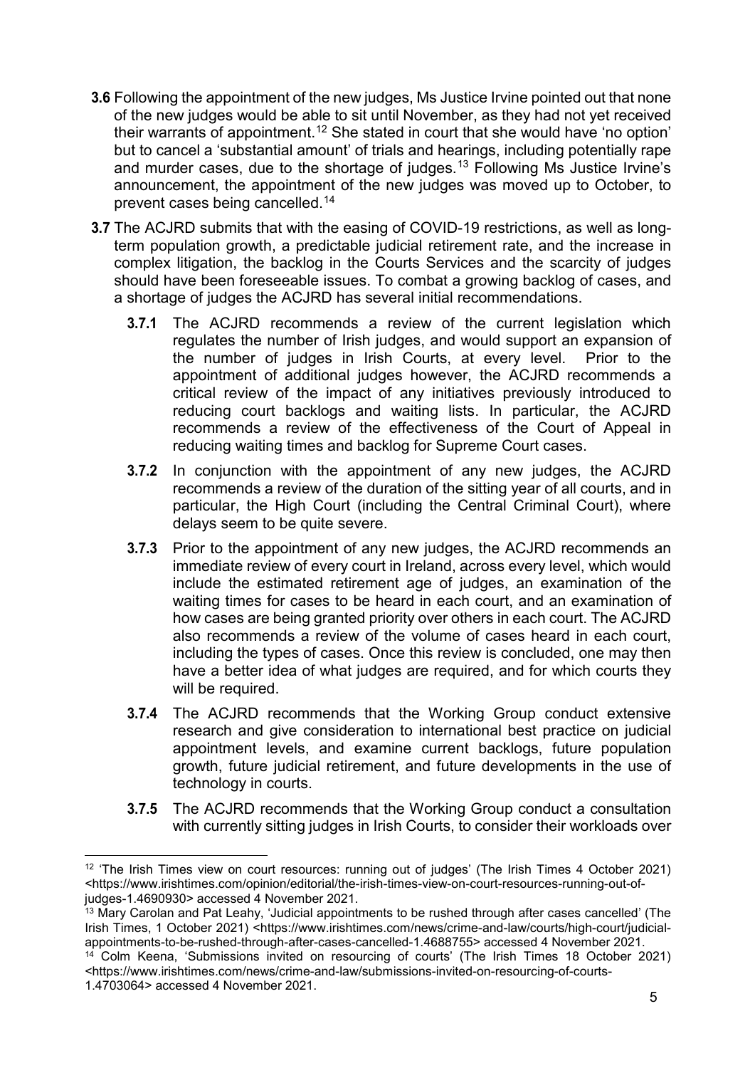**3.6** Following the appointment of the new judges, Ms Justice Irvine pointed out that none of the new judges would be able to sit until November, as they had not yet received their warrants of appointment.[12] She stated in court that she would have 'no option' but to cancel a 'substantial amount' of trials and hearings, including potentially rape and murder cases, due to the shortage of judges.[13] Following Ms Justice Irvine's announcement, the appointment of the new judges was moved up to October, to prevent cases being cancelled.[14]

**3.7** The ACJRD submits that with the easing of COVID-19 restrictions, as well as long-term population growth, a predictable judicial retirement rate, and the increase in complex litigation, the backlog in the Courts Services and the scarcity of judges should have been foreseeable issues. To combat a growing backlog of cases, and a shortage of judges the ACJRD has several initial recommendations.

- **3.7.1** The ACJRD recommends a review of the current legislation which regulates the number of Irish judges, and would support an expansion of the number of judges in Irish Courts, at every level. Prior to the appointment of additional judges however, the ACJRD recommends a critical review of the impact of any initiatives previously introduced to reducing court backlogs and waiting lists. In particular, the ACJRD recommends a review of the effectiveness of the Court of Appeal in reducing waiting times and backlog for Supreme Court cases.

- **3.7.2** In conjunction with the appointment of any new judges, the ACJRD recommends a review of the duration of the sitting year of all courts, and in particular, the High Court (including the Central Criminal Court), where delays seem to be quite severe.

- **3.7.3** Prior to the appointment of any new judges, the ACJRD recommends an immediate review of every court in Ireland, across every level, which would include the estimated retirement age of judges, an examination of the waiting times for cases to be heard in each court, and an examination of how cases are being granted priority over others in each court. The ACJRD also recommends a review of the volume of cases heard in each court, including the types of cases. Once this review is concluded, one may then have a better idea of what judges are required, and for which courts they will be required.

- **3.7.4** The ACJRD recommends that the Working Group conduct extensive research and give consideration to international best practice on judicial appointment levels, and examine current backlogs, future population growth, future judicial retirement, and future developments in the use of technology in courts.

- **3.7.5** The ACJRD recommends that the Working Group conduct a consultation with currently sitting judges in Irish Courts, to consider their workloads over

---

[12] 'The Irish Times view on court resources: running out of judges' (The Irish Times 4 October 2021) <https://www.irishtimes.com/opinion/editorial/the-irish-times-view-on-court-resources-running-out-of-judges-1.4690930> accessed 4 November 2021.

[13] Mary Carolan and Pat Leahy, 'Judicial appointments to be rushed through after cases cancelled' (The Irish Times, 1 October 2021) <https://www.irishtimes.com/news/crime-and-law/courts/high-court/judicial-appointments-to-be-rushed-through-after-cases-cancelled-1.4688755> accessed 4 November 2021.

[14] Colm Keena, 'Submissions invited on resourcing of courts' (The Irish Times 18 October 2021) <https://www.irishtimes.com/news/crime-and-law/submissions-invited-on-resourcing-of-courts-1.4703064> accessed 4 November 2021.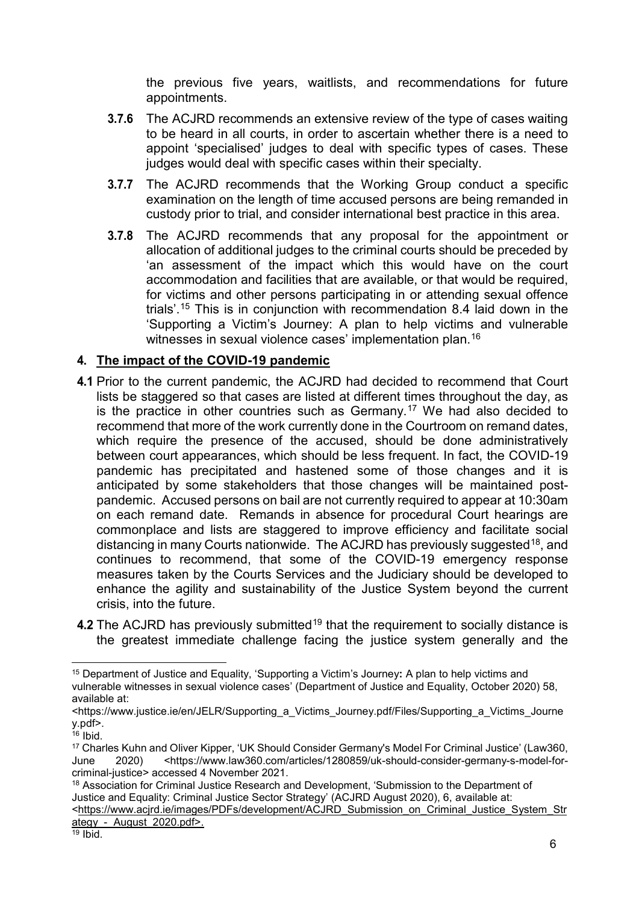the previous five years, waitlists, and recommendations for future appointments.

**3.7.6** The ACJRD recommends an extensive review of the type of cases waiting to be heard in all courts, in order to ascertain whether there is a need to appoint 'specialised' judges to deal with specific types of cases. These judges would deal with specific cases within their specialty.

**3.7.7** The ACJRD recommends that the Working Group conduct a specific examination on the length of time accused persons are being remanded in custody prior to trial, and consider international best practice in this area.

**3.7.8** The ACJRD recommends that any proposal for the appointment or allocation of additional judges to the criminal courts should be preceded by 'an assessment of the impact which this would have on the court accommodation and facilities that are available, or that would be required, for victims and other persons participating in or attending sexual offence trials'.[15] This is in conjunction with recommendation 8.4 laid down in the 'Supporting a Victim's Journey: A plan to help victims and vulnerable witnesses in sexual violence cases' implementation plan.[16]

## 4. The impact of the COVID-19 pandemic

**4.1** Prior to the current pandemic, the ACJRD had decided to recommend that Court lists be staggered so that cases are listed at different times throughout the day, as is the practice in other countries such as Germany.[17] We had also decided to recommend that more of the work currently done in the Courtroom on remand dates, which require the presence of the accused, should be done administratively between court appearances, which should be less frequent. In fact, the COVID-19 pandemic has precipitated and hastened some of those changes and it is anticipated by some stakeholders that those changes will be maintained post-pandemic. Accused persons on bail are not currently required to appear at 10:30am on each remand date. Remands in absence for procedural Court hearings are commonplace and lists are staggered to improve efficiency and facilitate social distancing in many Courts nationwide. The ACJRD has previously suggested[18], and continues to recommend, that some of the COVID-19 emergency response measures taken by the Courts Services and the Judiciary should be developed to enhance the agility and sustainability of the Justice System beyond the current crisis, into the future.

**4.2** The ACJRD has previously submitted[19] that the requirement to socially distance is the greatest immediate challenge facing the justice system generally and the

---

[15] Department of Justice and Equality, 'Supporting a Victim's Journey**:** A plan to help victims and vulnerable witnesses in sexual violence cases' (Department of Justice and Equality, October 2020) 58, available at: <https://www.justice.ie/en/JELR/Supporting_a_Victims_Journey.pdf/Files/Supporting_a_Victims_Journey.pdf>.

[16] Ibid.

[17] Charles Kuhn and Oliver Kipper, 'UK Should Consider Germany's Model For Criminal Justice' (Law360, June 2020) <https://www.law360.com/articles/1280859/uk-should-consider-germany-s-model-for-criminal-justice> accessed 4 November 2021.

[18] Association for Criminal Justice Research and Development, 'Submission to the Department of Justice and Equality: Criminal Justice Sector Strategy' (ACJRD August 2020), 6, available at: <https://www.acjrd.ie/images/PDFs/development/ACJRD_Submission_on_Criminal_Justice_System_Strategy_-_August_2020.pdf>.

[19] Ibid.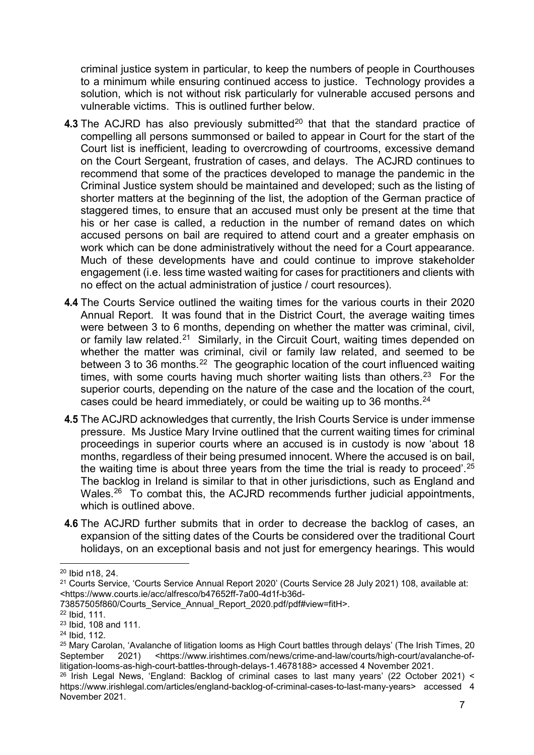criminal justice system in particular, to keep the numbers of people in Courthouses to a minimum while ensuring continued access to justice. Technology provides a solution, which is not without risk particularly for vulnerable accused persons and vulnerable victims. This is outlined further below.

**4.3** The ACJRD has also previously submitted[20] that that the standard practice of compelling all persons summonsed or bailed to appear in Court for the start of the Court list is inefficient, leading to overcrowding of courtrooms, excessive demand on the Court Sergeant, frustration of cases, and delays. The ACJRD continues to recommend that some of the practices developed to manage the pandemic in the Criminal Justice system should be maintained and developed; such as the listing of shorter matters at the beginning of the list, the adoption of the German practice of staggered times, to ensure that an accused must only be present at the time that his or her case is called, a reduction in the number of remand dates on which accused persons on bail are required to attend court and a greater emphasis on work which can be done administratively without the need for a Court appearance. Much of these developments have and could continue to improve stakeholder engagement (i.e. less time wasted waiting for cases for practitioners and clients with no effect on the actual administration of justice / court resources).

**4.4** The Courts Service outlined the waiting times for the various courts in their 2020 Annual Report. It was found that in the District Court, the average waiting times were between 3 to 6 months, depending on whether the matter was criminal, civil, or family law related.[21] Similarly, in the Circuit Court, waiting times depended on whether the matter was criminal, civil or family law related, and seemed to be between 3 to 36 months.[22] The geographic location of the court influenced waiting times, with some courts having much shorter waiting lists than others.[23] For the superior courts, depending on the nature of the case and the location of the court, cases could be heard immediately, or could be waiting up to 36 months.[24]

**4.5** The ACJRD acknowledges that currently, the Irish Courts Service is under immense pressure. Ms Justice Mary Irvine outlined that the current waiting times for criminal proceedings in superior courts where an accused is in custody is now 'about 18 months, regardless of their being presumed innocent. Where the accused is on bail, the waiting time is about three years from the time the trial is ready to proceed'.[25] The backlog in Ireland is similar to that in other jurisdictions, such as England and Wales.[26] To combat this, the ACJRD recommends further judicial appointments, which is outlined above.

**4.6** The ACJRD further submits that in order to decrease the backlog of cases, an expansion of the sitting dates of the Courts be considered over the traditional Court holidays, on an exceptional basis and not just for emergency hearings. This would

---

[20] Ibid n18, 24.

[21] Courts Service, 'Courts Service Annual Report 2020' (Courts Service 28 July 2021) 108, available at: <https://www.courts.ie/acc/alfresco/b47652ff-7a00-4d1f-b36d-73857505f860/Courts_Service_Annual_Report_2020.pdf/pdf#view=fitH>.

[22] Ibid, 111.

[23] Ibid, 108 and 111.

[24] Ibid, 112.

[25] Mary Carolan, 'Avalanche of litigation looms as High Court battles through delays' (The Irish Times, 20 September 2021) <https://www.irishtimes.com/news/crime-and-law/courts/high-court/avalanche-of-litigation-looms-as-high-court-battles-through-delays-1.4678188> accessed 4 November 2021.

[26] Irish Legal News, 'England: Backlog of criminal cases to last many years' (22 October 2021) < https://www.irishlegal.com/articles/england-backlog-of-criminal-cases-to-last-many-years> accessed 4 November 2021.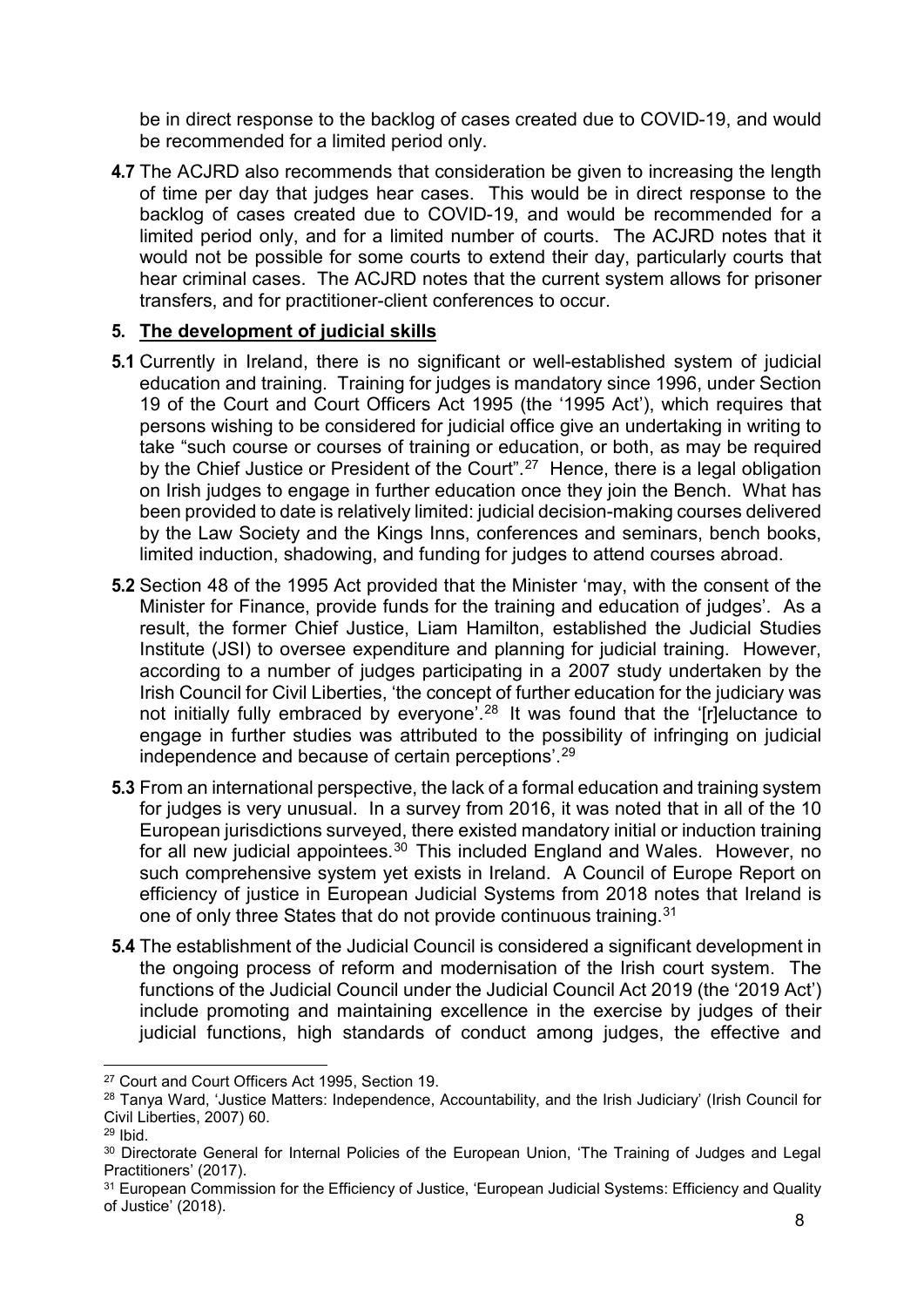be in direct response to the backlog of cases created due to COVID-19, and would be recommended for a limited period only.

**4.7** The ACJRD also recommends that consideration be given to increasing the length of time per day that judges hear cases. This would be in direct response to the backlog of cases created due to COVID-19, and would be recommended for a limited period only, and for a limited number of courts. The ACJRD notes that it would not be possible for some courts to extend their day, particularly courts that hear criminal cases. The ACJRD notes that the current system allows for prisoner transfers, and for practitioner-client conferences to occur.

## 5. The development of judicial skills

**5.1** Currently in Ireland, there is no significant or well-established system of judicial education and training. Training for judges is mandatory since 1996, under Section 19 of the Court and Court Officers Act 1995 (the '1995 Act'), which requires that persons wishing to be considered for judicial office give an undertaking in writing to take "such course or courses of training or education, or both, as may be required by the Chief Justice or President of the Court".[27] Hence, there is a legal obligation on Irish judges to engage in further education once they join the Bench. What has been provided to date is relatively limited: judicial decision-making courses delivered by the Law Society and the Kings Inns, conferences and seminars, bench books, limited induction, shadowing, and funding for judges to attend courses abroad.

**5.2** Section 48 of the 1995 Act provided that the Minister 'may, with the consent of the Minister for Finance, provide funds for the training and education of judges'. As a result, the former Chief Justice, Liam Hamilton, established the Judicial Studies Institute (JSI) to oversee expenditure and planning for judicial training. However, according to a number of judges participating in a 2007 study undertaken by the Irish Council for Civil Liberties, 'the concept of further education for the judiciary was not initially fully embraced by everyone'.[28] It was found that the '[r]eluctance to engage in further studies was attributed to the possibility of infringing on judicial independence and because of certain perceptions'.[29]

**5.3** From an international perspective, the lack of a formal education and training system for judges is very unusual. In a survey from 2016, it was noted that in all of the 10 European jurisdictions surveyed, there existed mandatory initial or induction training for all new judicial appointees.[30] This included England and Wales. However, no such comprehensive system yet exists in Ireland. A Council of Europe Report on efficiency of justice in European Judicial Systems from 2018 notes that Ireland is one of only three States that do not provide continuous training.[31]

**5.4** The establishment of the Judicial Council is considered a significant development in the ongoing process of reform and modernisation of the Irish court system. The functions of the Judicial Council under the Judicial Council Act 2019 (the '2019 Act') include promoting and maintaining excellence in the exercise by judges of their judicial functions, high standards of conduct among judges, the effective and

---

[27] Court and Court Officers Act 1995, Section 19.

[28] Tanya Ward, 'Justice Matters: Independence, Accountability, and the Irish Judiciary' (Irish Council for Civil Liberties, 2007) 60.

[29] Ibid.

[30] Directorate General for Internal Policies of the European Union, 'The Training of Judges and Legal Practitioners' (2017).

[31] European Commission for the Efficiency of Justice, 'European Judicial Systems: Efficiency and Quality of Justice' (2018).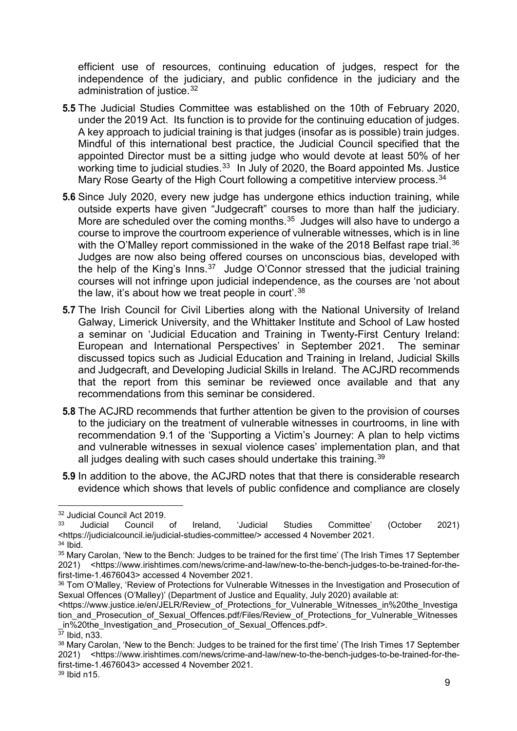efficient use of resources, continuing education of judges, respect for the independence of the judiciary, and public confidence in the judiciary and the administration of justice.[32]

**5.5** The Judicial Studies Committee was established on the 10th of February 2020, under the 2019 Act. Its function is to provide for the continuing education of judges. A key approach to judicial training is that judges (insofar as is possible) train judges. Mindful of this international best practice, the Judicial Council specified that the appointed Director must be a sitting judge who would devote at least 50% of her working time to judicial studies.[33] In July of 2020, the Board appointed Ms. Justice Mary Rose Gearty of the High Court following a competitive interview process.[34]

**5.6** Since July 2020, every new judge has undergone ethics induction training, while outside experts have given "Judgecraft" courses to more than half the judiciary. More are scheduled over the coming months.[35] Judges will also have to undergo a course to improve the courtroom experience of vulnerable witnesses, which is in line with the O'Malley report commissioned in the wake of the 2018 Belfast rape trial.[36] Judges are now also being offered courses on unconscious bias, developed with the help of the King's Inns.[37] Judge O'Connor stressed that the judicial training courses will not infringe upon judicial independence, as the courses are 'not about the law, it's about how we treat people in court'.[38]

**5.7** The Irish Council for Civil Liberties along with the National University of Ireland Galway, Limerick University, and the Whittaker Institute and School of Law hosted a seminar on 'Judicial Education and Training in Twenty-First Century Ireland: European and International Perspectives' in September 2021. The seminar discussed topics such as Judicial Education and Training in Ireland, Judicial Skills and Judgecraft, and Developing Judicial Skills in Ireland. The ACJRD recommends that the report from this seminar be reviewed once available and that any recommendations from this seminar be considered.

**5.8** The ACJRD recommends that further attention be given to the provision of courses to the judiciary on the treatment of vulnerable witnesses in courtrooms, in line with recommendation 9.1 of the 'Supporting a Victim's Journey: A plan to help victims and vulnerable witnesses in sexual violence cases' implementation plan, and that all judges dealing with such cases should undertake this training.[39]

**5.9** In addition to the above, the ACJRD notes that that there is considerable research evidence which shows that levels of public confidence and compliance are closely

---

[32] Judicial Council Act 2019.

[33] Judicial Council of Ireland, 'Judicial Studies Committee' (October 2021) <https://judicialcouncil.ie/judicial-studies-committee/> accessed 4 November 2021.

[34] Ibid.

[35] Mary Carolan, 'New to the Bench: Judges to be trained for the first time' (The Irish Times 17 September 2021) <https://www.irishtimes.com/news/crime-and-law/new-to-the-bench-judges-to-be-trained-for-the-first-time-1.4676043> accessed 4 November 2021.

[36] Tom O'Malley, 'Review of Protections for Vulnerable Witnesses in the Investigation and Prosecution of Sexual Offences (O'Malley)' (Department of Justice and Equality, July 2020) available at: <https://www.justice.ie/en/JELR/Review_of_Protections_for_Vulnerable_Witnesses_in%20the_Investigation_and_Prosecution_of_Sexual_Offences.pdf/Files/Review_of_Protections_for_Vulnerable_Witnesses_in%20the_Investigation_and_Prosecution_of_Sexual_Offences.pdf>.

[37] Ibid, n33.

[38] Mary Carolan, 'New to the Bench: Judges to be trained for the first time' (The Irish Times 17 September 2021) <https://www.irishtimes.com/news/crime-and-law/new-to-the-bench-judges-to-be-trained-for-the-first-time-1.4676043> accessed 4 November 2021.

[39] Ibid n15.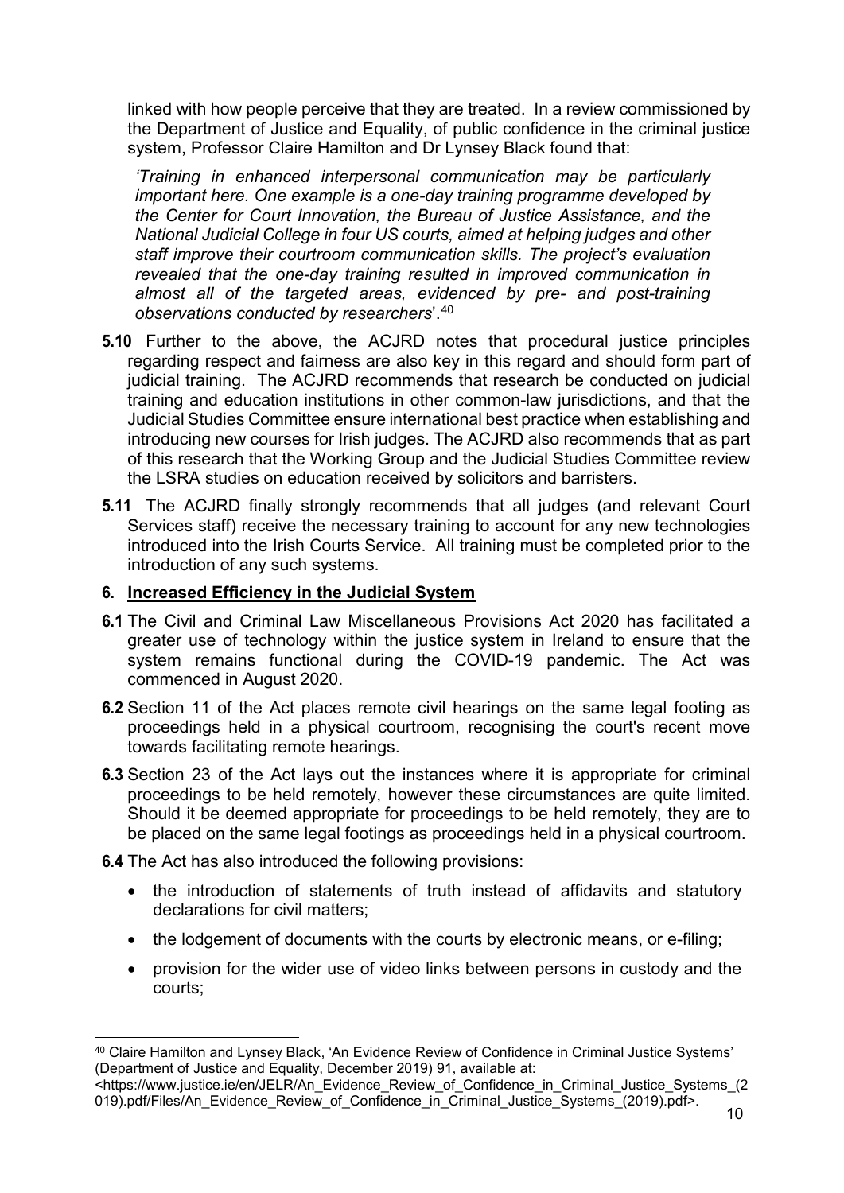linked with how people perceive that they are treated. In a review commissioned by the Department of Justice and Equality, of public confidence in the criminal justice system, Professor Claire Hamilton and Dr Lynsey Black found that:

*'Training in enhanced interpersonal communication may be particularly important here. One example is a one-day training programme developed by the Center for Court Innovation, the Bureau of Justice Assistance, and the National Judicial College in four US courts, aimed at helping judges and other staff improve their courtroom communication skills. The project's evaluation revealed that the one-day training resulted in improved communication in almost all of the targeted areas, evidenced by pre- and post-training observations conducted by researchers*'.[40]

**5.10** Further to the above, the ACJRD notes that procedural justice principles regarding respect and fairness are also key in this regard and should form part of judicial training. The ACJRD recommends that research be conducted on judicial training and education institutions in other common-law jurisdictions, and that the Judicial Studies Committee ensure international best practice when establishing and introducing new courses for Irish judges. The ACJRD also recommends that as part of this research that the Working Group and the Judicial Studies Committee review the LSRA studies on education received by solicitors and barristers.

**5.11** The ACJRD finally strongly recommends that all judges (and relevant Court Services staff) receive the necessary training to account for any new technologies introduced into the Irish Courts Service. All training must be completed prior to the introduction of any such systems.

## 6. <u>Increased Efficiency in the Judicial System</u>

**6.1** The Civil and Criminal Law Miscellaneous Provisions Act 2020 has facilitated a greater use of technology within the justice system in Ireland to ensure that the system remains functional during the COVID-19 pandemic. The Act was commenced in August 2020.

**6.2** Section 11 of the Act places remote civil hearings on the same legal footing as proceedings held in a physical courtroom, recognising the court's recent move towards facilitating remote hearings.

**6.3** Section 23 of the Act lays out the instances where it is appropriate for criminal proceedings to be held remotely, however these circumstances are quite limited. Should it be deemed appropriate for proceedings to be held remotely, they are to be placed on the same legal footings as proceedings held in a physical courtroom.

**6.4** The Act has also introduced the following provisions:

- the introduction of statements of truth instead of affidavits and statutory declarations for civil matters;
- the lodgement of documents with the courts by electronic means, or e-filing;
- provision for the wider use of video links between persons in custody and the courts;

---

[40] Claire Hamilton and Lynsey Black, 'An Evidence Review of Confidence in Criminal Justice Systems' (Department of Justice and Equality, December 2019) 91, available at: <https://www.justice.ie/en/JELR/An_Evidence_Review_of_Confidence_in_Criminal_Justice_Systems_(2019).pdf/Files/An_Evidence_Review_of_Confidence_in_Criminal_Justice_Systems_(2019).pdf>.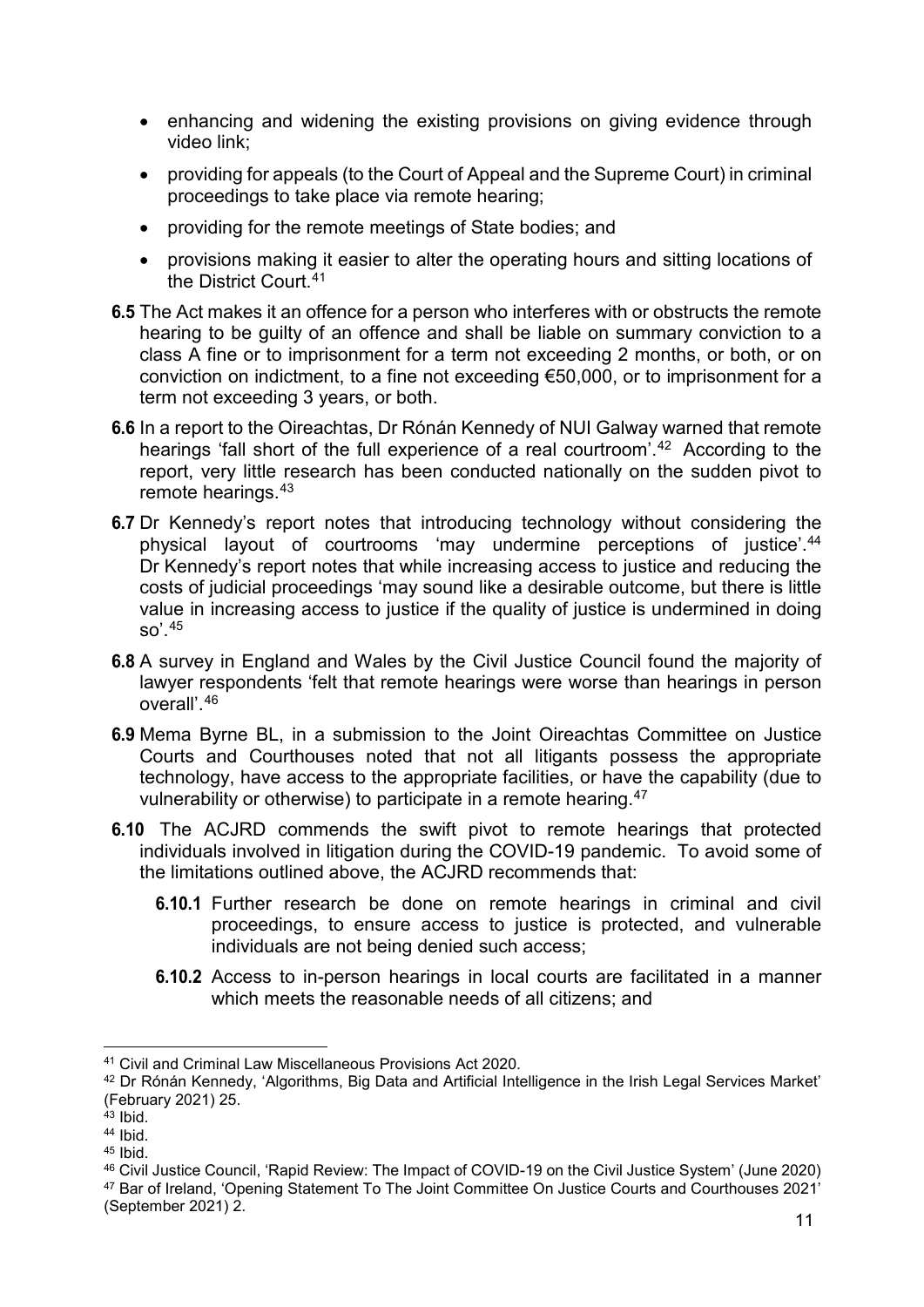- enhancing and widening the existing provisions on giving evidence through video link;
- providing for appeals (to the Court of Appeal and the Supreme Court) in criminal proceedings to take place via remote hearing;
- providing for the remote meetings of State bodies; and
- provisions making it easier to alter the operating hours and sitting locations of the District Court.[41]

**6.5** The Act makes it an offence for a person who interferes with or obstructs the remote hearing to be guilty of an offence and shall be liable on summary conviction to a class A fine or to imprisonment for a term not exceeding 2 months, or both, or on conviction on indictment, to a fine not exceeding €50,000, or to imprisonment for a term not exceeding 3 years, or both.

**6.6** In a report to the Oireachtas, Dr Rónán Kennedy of NUI Galway warned that remote hearings 'fall short of the full experience of a real courtroom'.[42] According to the report, very little research has been conducted nationally on the sudden pivot to remote hearings.[43]

**6.7** Dr Kennedy's report notes that introducing technology without considering the physical layout of courtrooms 'may undermine perceptions of justice'.[44] Dr Kennedy's report notes that while increasing access to justice and reducing the costs of judicial proceedings 'may sound like a desirable outcome, but there is little value in increasing access to justice if the quality of justice is undermined in doing so'.[45]

**6.8** A survey in England and Wales by the Civil Justice Council found the majority of lawyer respondents 'felt that remote hearings were worse than hearings in person overall'.[46]

**6.9** Mema Byrne BL, in a submission to the Joint Oireachtas Committee on Justice Courts and Courthouses noted that not all litigants possess the appropriate technology, have access to the appropriate facilities, or have the capability (due to vulnerability or otherwise) to participate in a remote hearing.[47]

**6.10** The ACJRD commends the swift pivot to remote hearings that protected individuals involved in litigation during the COVID-19 pandemic. To avoid some of the limitations outlined above, the ACJRD recommends that:

**6.10.1** Further research be done on remote hearings in criminal and civil proceedings, to ensure access to justice is protected, and vulnerable individuals are not being denied such access;

**6.10.2** Access to in-person hearings in local courts are facilitated in a manner which meets the reasonable needs of all citizens; and

---

[41] Civil and Criminal Law Miscellaneous Provisions Act 2020.

[42] Dr Rónán Kennedy, 'Algorithms, Big Data and Artificial Intelligence in the Irish Legal Services Market' (February 2021) 25.

[43] Ibid.

[44] Ibid.

[45] Ibid.

[46] Civil Justice Council, 'Rapid Review: The Impact of COVID-19 on the Civil Justice System' (June 2020)

[47] Bar of Ireland, 'Opening Statement To The Joint Committee On Justice Courts and Courthouses 2021' (September 2021) 2.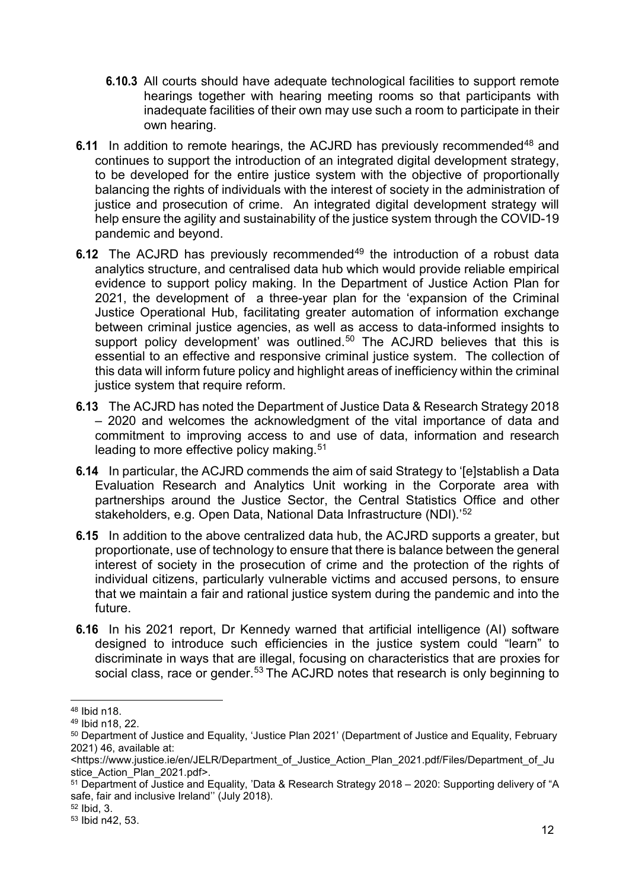**6.10.3** All courts should have adequate technological facilities to support remote hearings together with hearing meeting rooms so that participants with inadequate facilities of their own may use such a room to participate in their own hearing.

**6.11** In addition to remote hearings, the ACJRD has previously recommended[48] and continues to support the introduction of an integrated digital development strategy, to be developed for the entire justice system with the objective of proportionally balancing the rights of individuals with the interest of society in the administration of justice and prosecution of crime. An integrated digital development strategy will help ensure the agility and sustainability of the justice system through the COVID-19 pandemic and beyond.

**6.12** The ACJRD has previously recommended[49] the introduction of a robust data analytics structure, and centralised data hub which would provide reliable empirical evidence to support policy making. In the Department of Justice Action Plan for 2021, the development of a three-year plan for the 'expansion of the Criminal Justice Operational Hub, facilitating greater automation of information exchange between criminal justice agencies, as well as access to data-informed insights to support policy development' was outlined.[50] The ACJRD believes that this is essential to an effective and responsive criminal justice system. The collection of this data will inform future policy and highlight areas of inefficiency within the criminal justice system that require reform.

**6.13** The ACJRD has noted the Department of Justice Data & Research Strategy 2018 – 2020 and welcomes the acknowledgment of the vital importance of data and commitment to improving access to and use of data, information and research leading to more effective policy making.[51]

**6.14** In particular, the ACJRD commends the aim of said Strategy to '[e]stablish a Data Evaluation Research and Analytics Unit working in the Corporate area with partnerships around the Justice Sector, the Central Statistics Office and other stakeholders, e.g. Open Data, National Data Infrastructure (NDI).'[52]

**6.15** In addition to the above centralized data hub, the ACJRD supports a greater, but proportionate, use of technology to ensure that there is balance between the general interest of society in the prosecution of crime and the protection of the rights of individual citizens, particularly vulnerable victims and accused persons, to ensure that we maintain a fair and rational justice system during the pandemic and into the future.

**6.16** In his 2021 report, Dr Kennedy warned that artificial intelligence (AI) software designed to introduce such efficiencies in the justice system could "learn" to discriminate in ways that are illegal, focusing on characteristics that are proxies for social class, race or gender.[53] The ACJRD notes that research is only beginning to

---

[48] Ibid n18.

[49] Ibid n18, 22.

[50] Department of Justice and Equality, 'Justice Plan 2021' (Department of Justice and Equality, February 2021) 46, available at: <https://www.justice.ie/en/JELR/Department_of_Justice_Action_Plan_2021.pdf/Files/Department_of_Justice_Action_Plan_2021.pdf>.

[51] Department of Justice and Equality, 'Data & Research Strategy 2018 – 2020: Supporting delivery of "A safe, fair and inclusive Ireland'' (July 2018).

[52] Ibid, 3.

[53] Ibid n42, 53.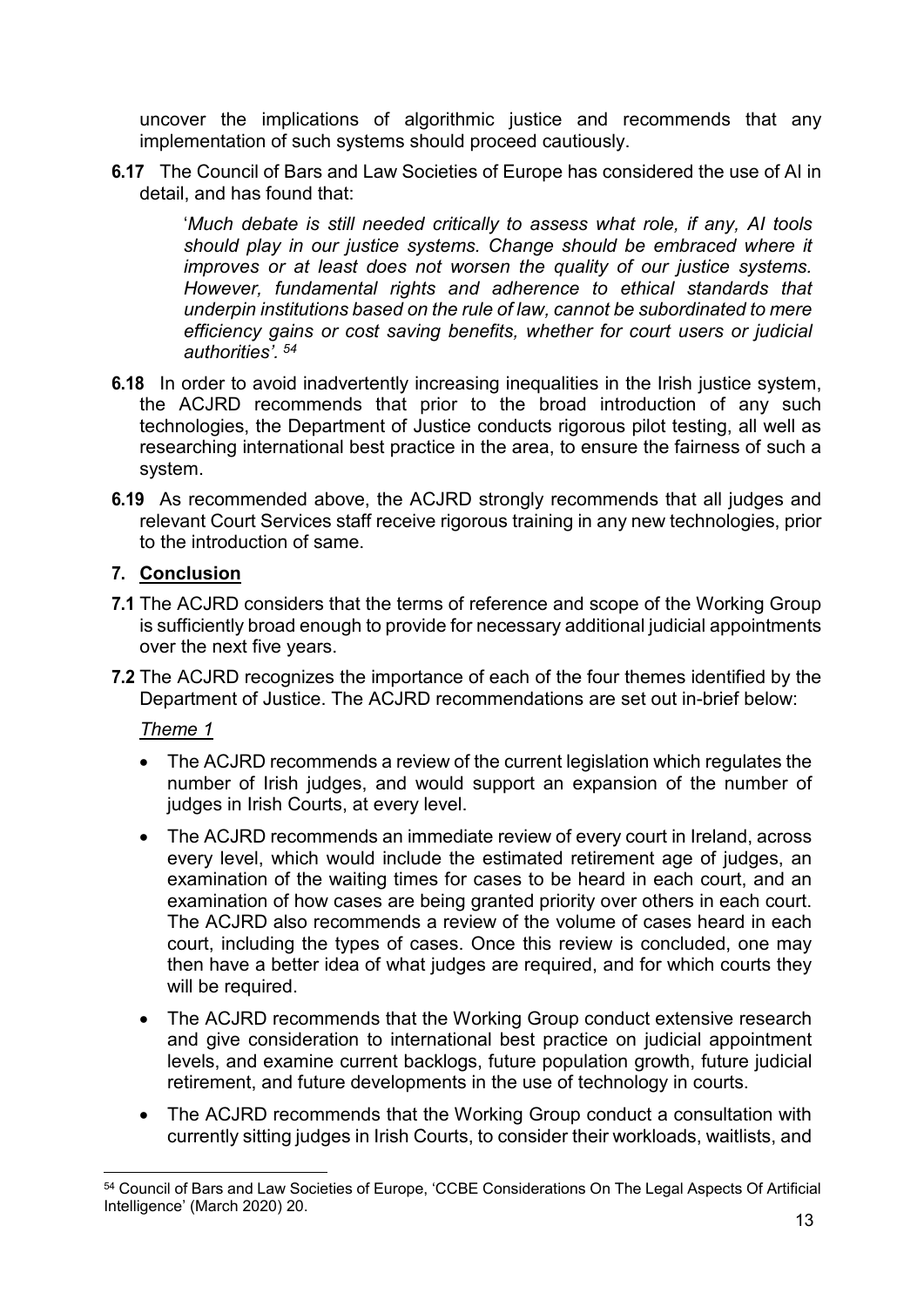uncover the implications of algorithmic justice and recommends that any implementation of such systems should proceed cautiously.

**6.17** The Council of Bars and Law Societies of Europe has considered the use of AI in detail, and has found that:

> '*Much debate is still needed critically to assess what role, if any, AI tools should play in our justice systems. Change should be embraced where it improves or at least does not worsen the quality of our justice systems. However, fundamental rights and adherence to ethical standards that underpin institutions based on the rule of law, cannot be subordinated to mere efficiency gains or cost saving benefits, whether for court users or judicial authorities'.* [54]

**6.18** In order to avoid inadvertently increasing inequalities in the Irish justice system, the ACJRD recommends that prior to the broad introduction of any such technologies, the Department of Justice conducts rigorous pilot testing, all well as researching international best practice in the area, to ensure the fairness of such a system.

**6.19** As recommended above, the ACJRD strongly recommends that all judges and relevant Court Services staff receive rigorous training in any new technologies, prior to the introduction of same.

## 7. Conclusion

**7.1** The ACJRD considers that the terms of reference and scope of the Working Group is sufficiently broad enough to provide for necessary additional judicial appointments over the next five years.

**7.2** The ACJRD recognizes the importance of each of the four themes identified by the Department of Justice. The ACJRD recommendations are set out in-brief below:

*Theme 1*

- The ACJRD recommends a review of the current legislation which regulates the number of Irish judges, and would support an expansion of the number of judges in Irish Courts, at every level.
- The ACJRD recommends an immediate review of every court in Ireland, across every level, which would include the estimated retirement age of judges, an examination of the waiting times for cases to be heard in each court, and an examination of how cases are being granted priority over others in each court. The ACJRD also recommends a review of the volume of cases heard in each court, including the types of cases. Once this review is concluded, one may then have a better idea of what judges are required, and for which courts they will be required.
- The ACJRD recommends that the Working Group conduct extensive research and give consideration to international best practice on judicial appointment levels, and examine current backlogs, future population growth, future judicial retirement, and future developments in the use of technology in courts.
- The ACJRD recommends that the Working Group conduct a consultation with currently sitting judges in Irish Courts, to consider their workloads, waitlists, and

---

[54] Council of Bars and Law Societies of Europe, 'CCBE Considerations On The Legal Aspects Of Artificial Intelligence' (March 2020) 20.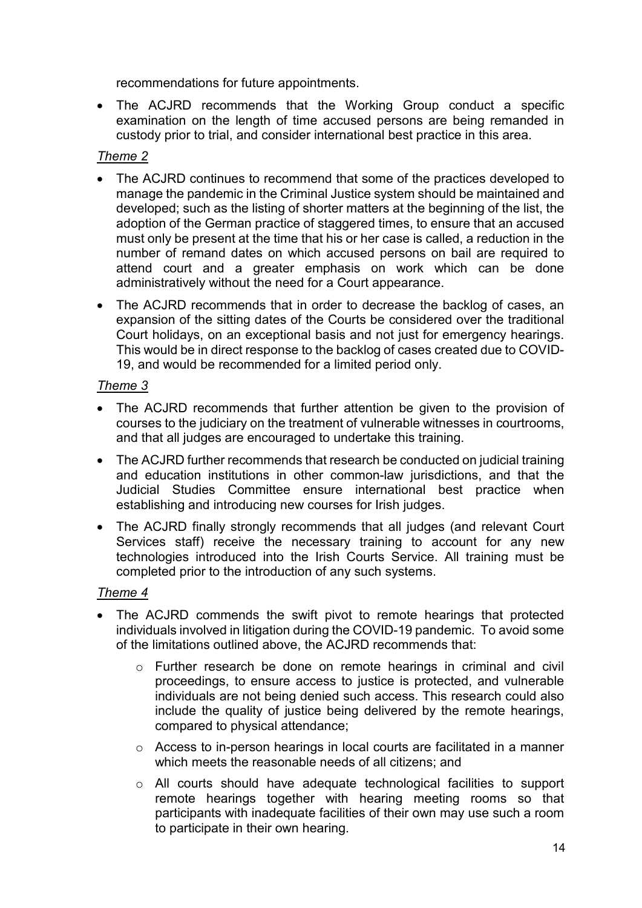recommendations for future appointments.

- The ACJRD recommends that the Working Group conduct a specific examination on the length of time accused persons are being remanded in custody prior to trial, and consider international best practice in this area.

*Theme 2*

- The ACJRD continues to recommend that some of the practices developed to manage the pandemic in the Criminal Justice system should be maintained and developed; such as the listing of shorter matters at the beginning of the list, the adoption of the German practice of staggered times, to ensure that an accused must only be present at the time that his or her case is called, a reduction in the number of remand dates on which accused persons on bail are required to attend court and a greater emphasis on work which can be done administratively without the need for a Court appearance.
- The ACJRD recommends that in order to decrease the backlog of cases, an expansion of the sitting dates of the Courts be considered over the traditional Court holidays, on an exceptional basis and not just for emergency hearings. This would be in direct response to the backlog of cases created due to COVID-19, and would be recommended for a limited period only.

*Theme 3*

- The ACJRD recommends that further attention be given to the provision of courses to the judiciary on the treatment of vulnerable witnesses in courtrooms, and that all judges are encouraged to undertake this training.
- The ACJRD further recommends that research be conducted on judicial training and education institutions in other common-law jurisdictions, and that the Judicial Studies Committee ensure international best practice when establishing and introducing new courses for Irish judges.
- The ACJRD finally strongly recommends that all judges (and relevant Court Services staff) receive the necessary training to account for any new technologies introduced into the Irish Courts Service. All training must be completed prior to the introduction of any such systems.

*Theme 4*

- The ACJRD commends the swift pivot to remote hearings that protected individuals involved in litigation during the COVID-19 pandemic. To avoid some of the limitations outlined above, the ACJRD recommends that:
  - Further research be done on remote hearings in criminal and civil proceedings, to ensure access to justice is protected, and vulnerable individuals are not being denied such access. This research could also include the quality of justice being delivered by the remote hearings, compared to physical attendance;
  - Access to in-person hearings in local courts are facilitated in a manner which meets the reasonable needs of all citizens; and
  - All courts should have adequate technological facilities to support remote hearings together with hearing meeting rooms so that participants with inadequate facilities of their own may use such a room to participate in their own hearing.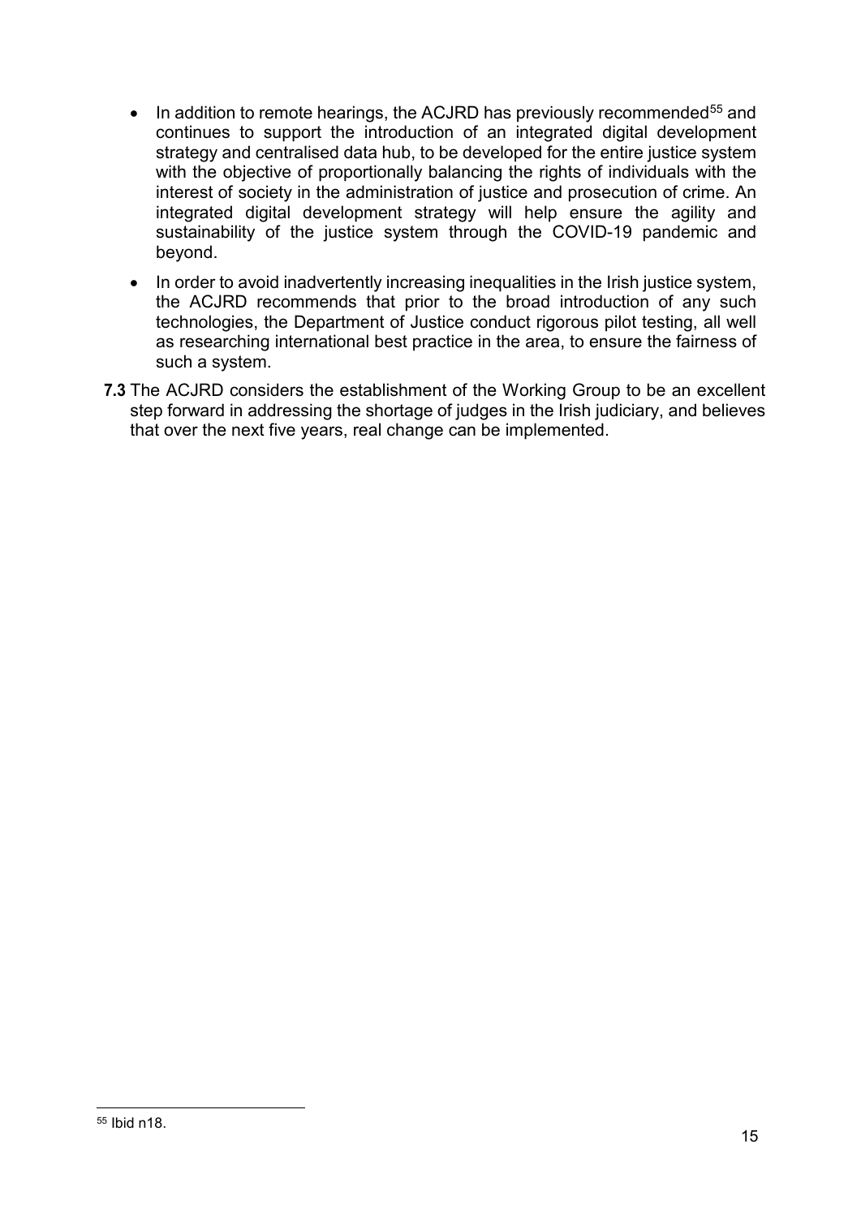- In addition to remote hearings, the ACJRD has previously recommended[55] and continues to support the introduction of an integrated digital development strategy and centralised data hub, to be developed for the entire justice system with the objective of proportionally balancing the rights of individuals with the interest of society in the administration of justice and prosecution of crime. An integrated digital development strategy will help ensure the agility and sustainability of the justice system through the COVID-19 pandemic and beyond.
- In order to avoid inadvertently increasing inequalities in the Irish justice system, the ACJRD recommends that prior to the broad introduction of any such technologies, the Department of Justice conduct rigorous pilot testing, all well as researching international best practice in the area, to ensure the fairness of such a system.

**7.3** The ACJRD considers the establishment of the Working Group to be an excellent step forward in addressing the shortage of judges in the Irish judiciary, and believes that over the next five years, real change can be implemented.

---

[55] Ibid n18.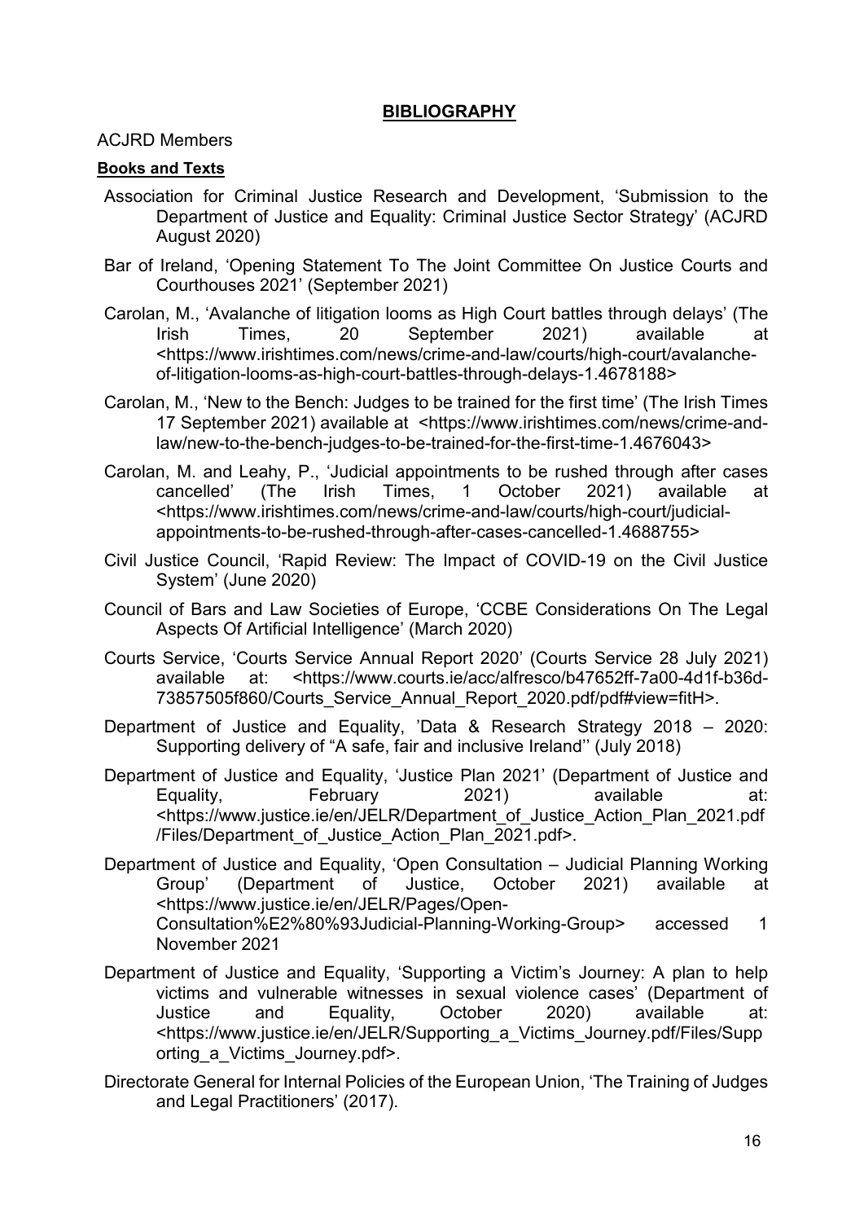## BIBLIOGRAPHY

ACJRD Members

**Books and Texts**

Association for Criminal Justice Research and Development, 'Submission to the Department of Justice and Equality: Criminal Justice Sector Strategy' (ACJRD August 2020)

Bar of Ireland, 'Opening Statement To The Joint Committee On Justice Courts and Courthouses 2021' (September 2021)

Carolan, M., 'Avalanche of litigation looms as High Court battles through delays' (The Irish Times, 20 September 2021) available at <https://www.irishtimes.com/news/crime-and-law/courts/high-court/avalanche-of-litigation-looms-as-high-court-battles-through-delays-1.4678188>

Carolan, M., 'New to the Bench: Judges to be trained for the first time' (The Irish Times 17 September 2021) available at <https://www.irishtimes.com/news/crime-and-law/new-to-the-bench-judges-to-be-trained-for-the-first-time-1.4676043>

Carolan, M. and Leahy, P., 'Judicial appointments to be rushed through after cases cancelled' (The Irish Times, 1 October 2021) available at <https://www.irishtimes.com/news/crime-and-law/courts/high-court/judicial-appointments-to-be-rushed-through-after-cases-cancelled-1.4688755>

Civil Justice Council, 'Rapid Review: The Impact of COVID-19 on the Civil Justice System' (June 2020)

Council of Bars and Law Societies of Europe, 'CCBE Considerations On The Legal Aspects Of Artificial Intelligence' (March 2020)

Courts Service, 'Courts Service Annual Report 2020' (Courts Service 28 July 2021) available at: <https://www.courts.ie/acc/alfresco/b47652ff-7a00-4d1f-b36d-73857505f860/Courts_Service_Annual_Report_2020.pdf/pdf#view=fitH>.

Department of Justice and Equality, 'Data & Research Strategy 2018 – 2020: Supporting delivery of "A safe, fair and inclusive Ireland'' (July 2018)

Department of Justice and Equality, 'Justice Plan 2021' (Department of Justice and Equality, February 2021) available at: <https://www.justice.ie/en/JELR/Department_of_Justice_Action_Plan_2021.pdf/Files/Department_of_Justice_Action_Plan_2021.pdf>.

Department of Justice and Equality, 'Open Consultation – Judicial Planning Working Group' (Department of Justice, October 2021) available at <https://www.justice.ie/en/JELR/Pages/Open-Consultation%E2%80%93Judicial-Planning-Working-Group> accessed 1 November 2021

Department of Justice and Equality, 'Supporting a Victim's Journey: A plan to help victims and vulnerable witnesses in sexual violence cases' (Department of Justice and Equality, October 2020) available at: <https://www.justice.ie/en/JELR/Supporting_a_Victims_Journey.pdf/Files/Supporting_a_Victims_Journey.pdf>.

Directorate General for Internal Policies of the European Union, 'The Training of Judges and Legal Practitioners' (2017).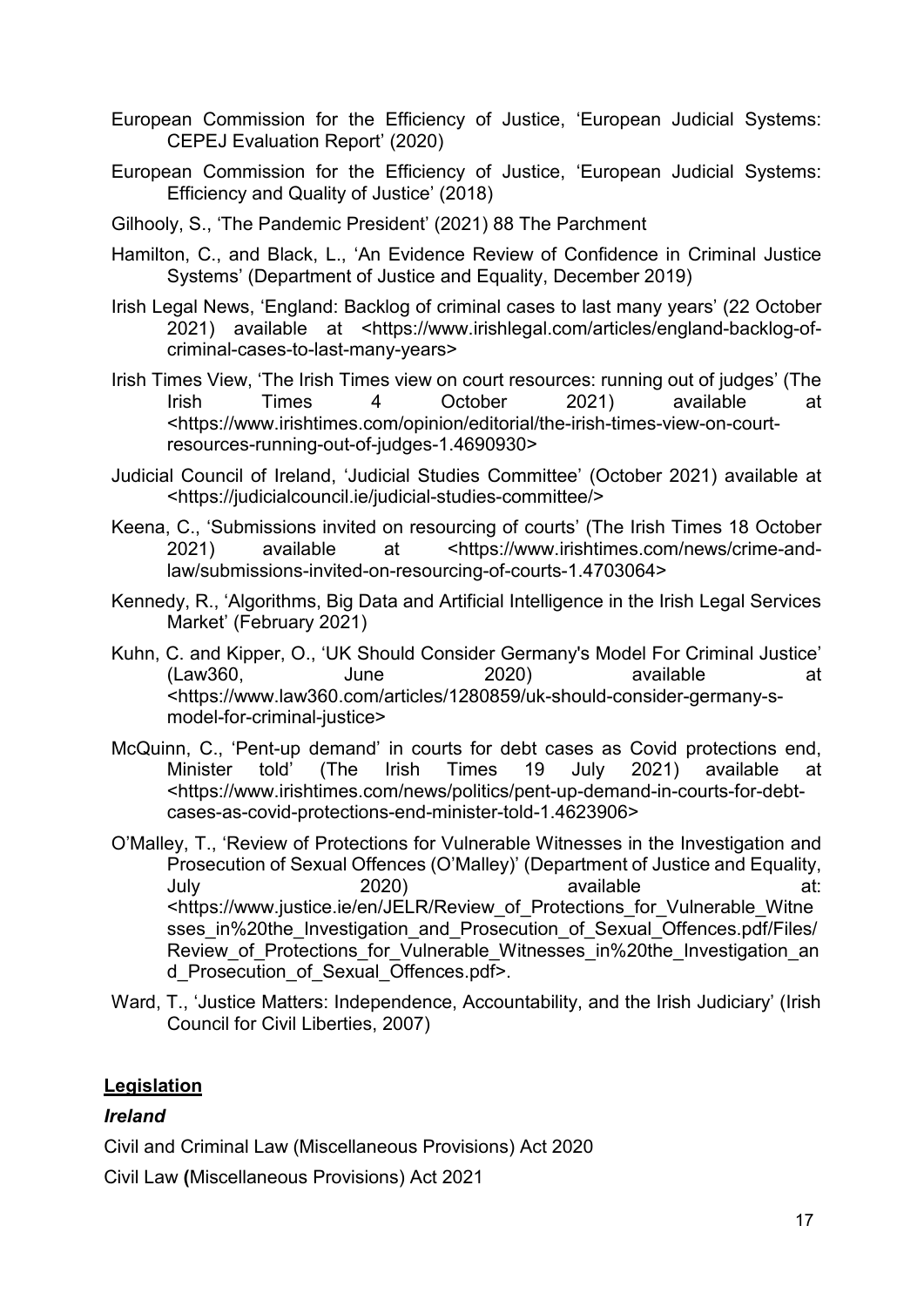European Commission for the Efficiency of Justice, 'European Judicial Systems: CEPEJ Evaluation Report' (2020)

European Commission for the Efficiency of Justice, 'European Judicial Systems: Efficiency and Quality of Justice' (2018)

Gilhooly, S., 'The Pandemic President' (2021) 88 The Parchment

Hamilton, C., and Black, L., 'An Evidence Review of Confidence in Criminal Justice Systems' (Department of Justice and Equality, December 2019)

Irish Legal News, 'England: Backlog of criminal cases to last many years' (22 October 2021) available at <https://www.irishlegal.com/articles/england-backlog-of-criminal-cases-to-last-many-years>

Irish Times View, 'The Irish Times view on court resources: running out of judges' (The Irish Times 4 October 2021) available at <https://www.irishtimes.com/opinion/editorial/the-irish-times-view-on-court-resources-running-out-of-judges-1.4690930>

Judicial Council of Ireland, 'Judicial Studies Committee' (October 2021) available at <https://judicialcouncil.ie/judicial-studies-committee/>

Keena, C., 'Submissions invited on resourcing of courts' (The Irish Times 18 October 2021) available at <https://www.irishtimes.com/news/crime-and-law/submissions-invited-on-resourcing-of-courts-1.4703064>

Kennedy, R., 'Algorithms, Big Data and Artificial Intelligence in the Irish Legal Services Market' (February 2021)

Kuhn, C. and Kipper, O., 'UK Should Consider Germany's Model For Criminal Justice' (Law360, June 2020) available at <https://www.law360.com/articles/1280859/uk-should-consider-germany-s-model-for-criminal-justice>

McQuinn, C., 'Pent-up demand' in courts for debt cases as Covid protections end, Minister told' (The Irish Times 19 July 2021) available at <https://www.irishtimes.com/news/politics/pent-up-demand-in-courts-for-debt-cases-as-covid-protections-end-minister-told-1.4623906>

O'Malley, T., 'Review of Protections for Vulnerable Witnesses in the Investigation and Prosecution of Sexual Offences (O'Malley)' (Department of Justice and Equality, July 2020) available at: <https://www.justice.ie/en/JELR/Review_of_Protections_for_Vulnerable_Witnesses_in%20the_Investigation_and_Prosecution_of_Sexual_Offences.pdf/Files/Review_of_Protections_for_Vulnerable_Witnesses_in%20the_Investigation_and_Prosecution_of_Sexual_Offences.pdf>.

Ward, T., 'Justice Matters: Independence, Accountability, and the Irish Judiciary' (Irish Council for Civil Liberties, 2007)

**Legislation**

***Ireland***

Civil and Criminal Law (Miscellaneous Provisions) Act 2020

Civil Law (Miscellaneous Provisions) Act 2021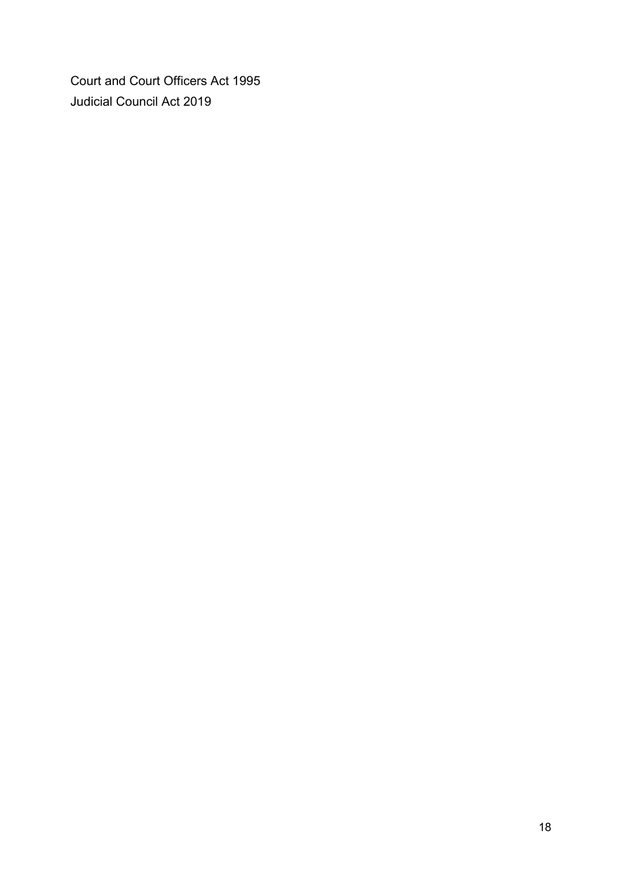Court and Court Officers Act 1995

Judicial Council Act 2019